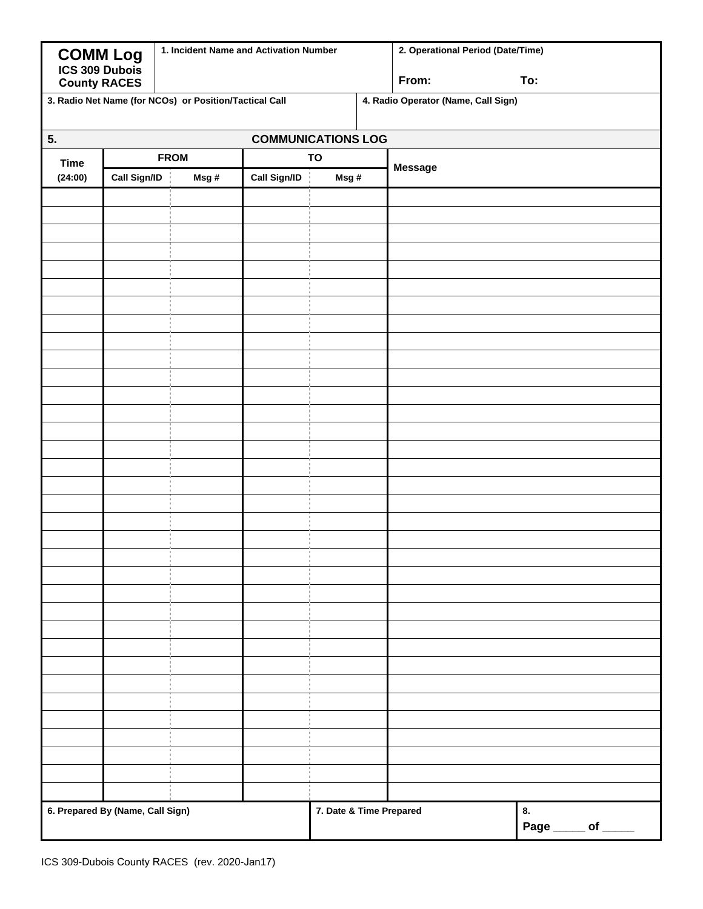# COMM Log

**ICS 309 Dubois County RACES**

| **1. Incident Name and Activation Number** | **2. Operational Period (Date/Time)** |
|---|---|
| | **From:** **To:** |

| **3. Radio Net Name (for NCOs) or Position/Tactical Call** | **4. Radio Operator (Name, Call Sign)** |
|---|---|
| | |

## 5. COMMUNICATIONS LOG

| **Time (24:00)** | **FROM** | | **TO** | | **Message** |
|---|---|---|---|---|---|
| | **Call Sign/ID** | **Msg #** | **Call Sign/ID** | **Msg #** | |
| | | | | | |
| | | | | | |
| | | | | | |
| | | | | | |
| | | | | | |
| | | | | | |
| | | | | | |
| | | | | | |
| | | | | | |
| | | | | | |
| | | | | | |
| | | | | | |
| | | | | | |
| | | | | | |
| | | | | | |
| | | | | | |
| | | | | | |
| | | | | | |
| | | | | | |
| | | | | | |
| | | | | | |
| | | | | | |
| | | | | | |
| | | | | | |
| | | | | | |
| | | | | | |
| | | | | | |
| | | | | | |
| | | | | | |
| | | | | | |
| | | | | | |
| | | | | | |
| | | | | | |
| | | | | | |

| **6. Prepared By (Name, Call Sign)** | **7. Date & Time Prepared** | **8. Page _____ of _____** |
|---|---|---|
| | | |

ICS 309-Dubois County RACES (rev. 2020-Jan17)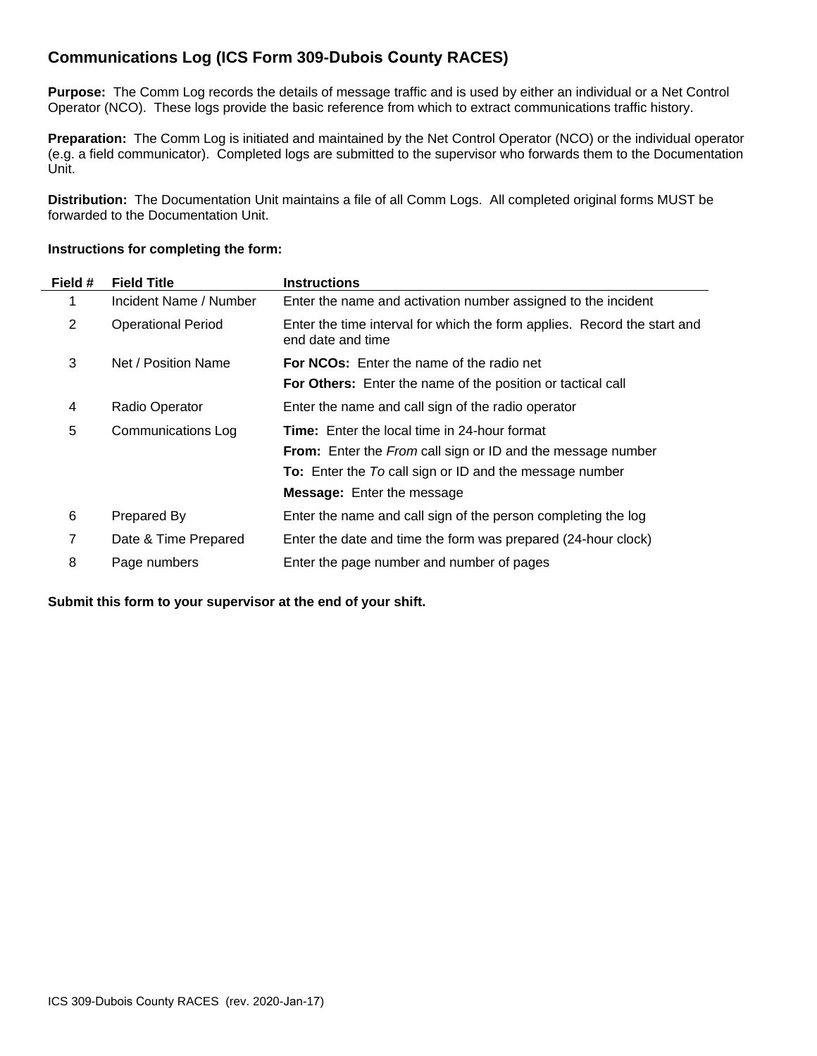## Communications Log (ICS Form 309-Dubois County RACES)

**Purpose:** The Comm Log records the details of message traffic and is used by either an individual or a Net Control Operator (NCO). These logs provide the basic reference from which to extract communications traffic history.

**Preparation:** The Comm Log is initiated and maintained by the Net Control Operator (NCO) or the individual operator (e.g. a field communicator). Completed logs are submitted to the supervisor who forwards them to the Documentation Unit.

**Distribution:** The Documentation Unit maintains a file of all Comm Logs. All completed original forms MUST be forwarded to the Documentation Unit.

**Instructions for completing the form:**

| Field # | Field Title | Instructions |
|---|---|---|
| 1 | Incident Name / Number | Enter the name and activation number assigned to the incident |
| 2 | Operational Period | Enter the time interval for which the form applies. Record the start and end date and time |
| 3 | Net / Position Name | **For NCOs:** Enter the name of the radio net<br>**For Others:** Enter the name of the position or tactical call |
| 4 | Radio Operator | Enter the name and call sign of the radio operator |
| 5 | Communications Log | **Time:** Enter the local time in 24-hour format<br>**From:** Enter the *From* call sign or ID and the message number<br>**To:** Enter the *To* call sign or ID and the message number<br>**Message:** Enter the message |
| 6 | Prepared By | Enter the name and call sign of the person completing the log |
| 7 | Date & Time Prepared | Enter the date and time the form was prepared (24-hour clock) |
| 8 | Page numbers | Enter the page number and number of pages |

**Submit this form to your supervisor at the end of your shift.**

ICS 309-Dubois County RACES (rev. 2020-Jan-17)